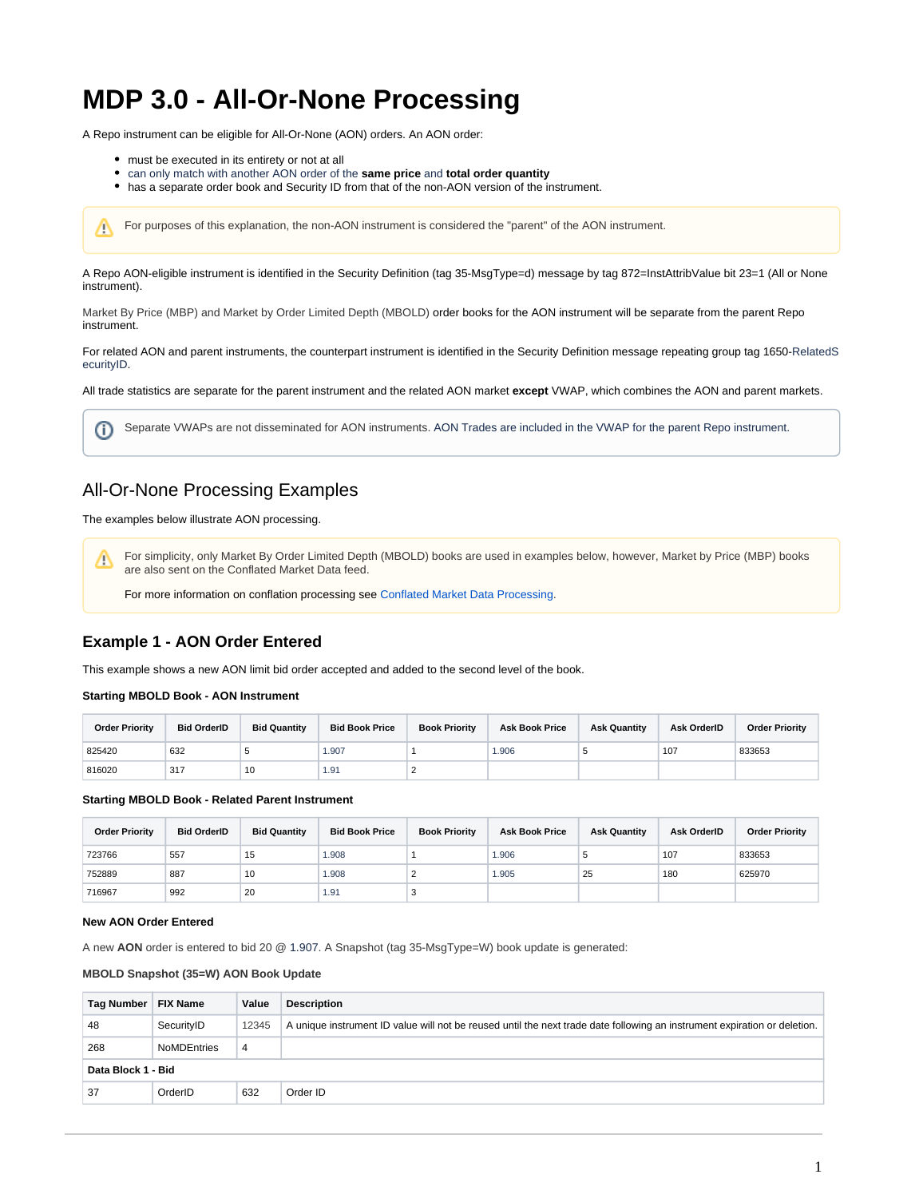# MDP 3.0 - All-Or-None Processing

A Repo instrument can be eligible for All-Or-None (AON) orders. An AON order:

- must be executed in its entirety or not at all
- can only match with another AON order of the **same price** and **total order quantity**
- has a separate order book and Security ID from that of the non-AON version of the instrument.

> For purposes of this explanation, the non-AON instrument is considered the "parent" of the AON instrument.

A Repo AON-eligible instrument is identified in the Security Definition (tag 35-MsgType=d) message by tag 872=InstAttribValue bit 23=1 (All or None instrument).

Market By Price (MBP) and Market by Order Limited Depth (MBOLD) order books for the AON instrument will be separate from the parent Repo instrument.

For related AON and parent instruments, the counterpart instrument is identified in the Security Definition message repeating group tag 1650-RelatedSecurityID.

All trade statistics are separate for the parent instrument and the related AON market **except** VWAP, which combines the AON and parent markets.

> Separate VWAPs are not disseminated for AON instruments. AON Trades are included in the VWAP for the parent Repo instrument.

## All-Or-None Processing Examples

The examples below illustrate AON processing.

> For simplicity, only Market By Order Limited Depth (MBOLD) books are used in examples below, however, Market by Price (MBP) books are also sent on the Conflated Market Data feed.
>
> For more information on conflation processing see Conflated Market Data Processing.

### Example 1 - AON Order Entered

This example shows a new AON limit bid order accepted and added to the second level of the book.

**Starting MBOLD Book - AON Instrument**

| Order Priority | Bid OrderID | Bid Quantity | Bid Book Price | Book Priority | Ask Book Price | Ask Quantity | Ask OrderID | Order Priority |
|---|---|---|---|---|---|---|---|---|
| 825420 | 632 | 5 | 1.907 | 1 | 1.906 | 5 | 107 | 833653 |
| 816020 | 317 | 10 | 1.91 | 2 | | | | |

**Starting MBOLD Book - Related Parent Instrument**

| Order Priority | Bid OrderID | Bid Quantity | Bid Book Price | Book Priority | Ask Book Price | Ask Quantity | Ask OrderID | Order Priority |
|---|---|---|---|---|---|---|---|---|
| 723766 | 557 | 15 | 1.908 | 1 | 1.906 | 5 | 107 | 833653 |
| 752889 | 887 | 10 | 1.908 | 2 | 1.905 | 25 | 180 | 625970 |
| 716967 | 992 | 20 | 1.91 | 3 | | | | |

**New AON Order Entered**

A new **AON** order is entered to bid 20 @ 1.907. A Snapshot (tag 35-MsgType=W) book update is generated:

**MBOLD Snapshot (35=W) AON Book Update**

| Tag Number | FIX Name | Value | Description |
|---|---|---|---|
| 48 | SecurityID | 12345 | A unique instrument ID value will not be reused until the next trade date following an instrument expiration or deletion. |
| 268 | NoMDEntries | 4 | |
| **Data Block 1 - Bid** | | | |
| 37 | OrderID | 632 | Order ID |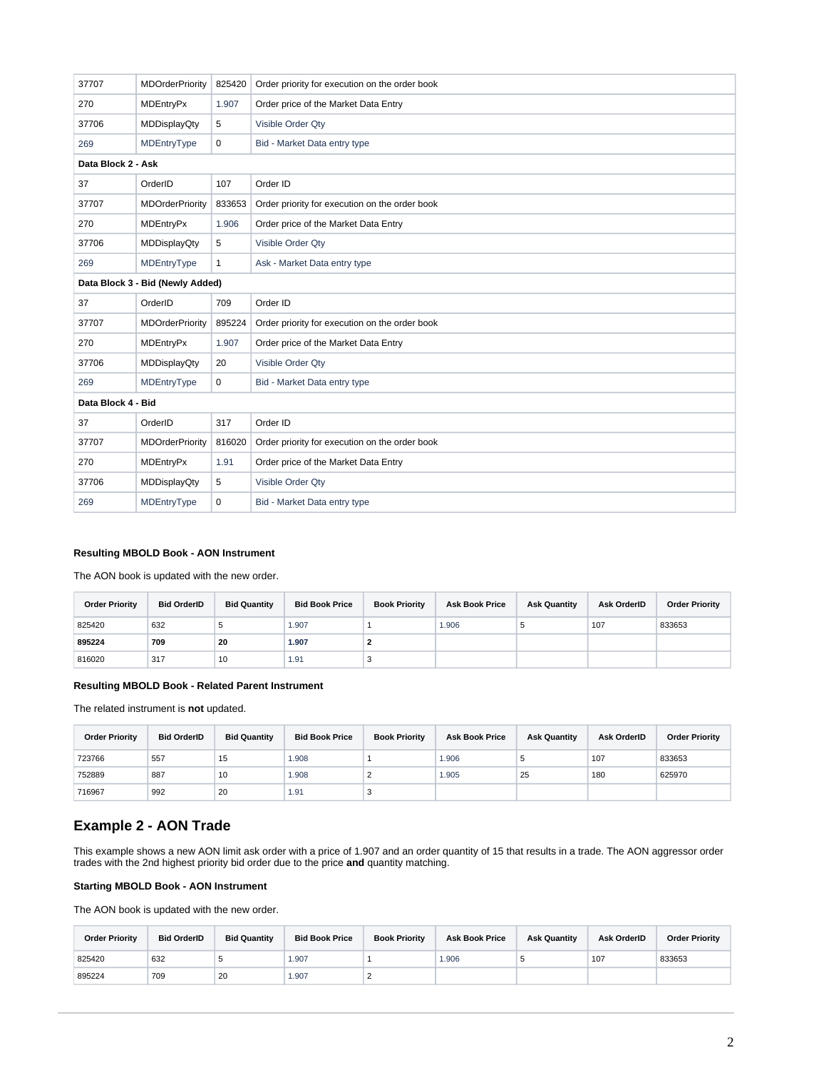| | | | |
|---|---|---|---|
| 37707 | MDOrderPriority | 825420 | Order priority for execution on the order book |
| 270 | MDEntryPx | 1.907 | Order price of the Market Data Entry |
| 37706 | MDDisplayQty | 5 | Visible Order Qty |
| 269 | MDEntryType | 0 | Bid - Market Data entry type |
| **Data Block 2 - Ask** | | | |
| 37 | OrderID | 107 | Order ID |
| 37707 | MDOrderPriority | 833653 | Order priority for execution on the order book |
| 270 | MDEntryPx | 1.906 | Order price of the Market Data Entry |
| 37706 | MDDisplayQty | 5 | Visible Order Qty |
| 269 | MDEntryType | 1 | Ask - Market Data entry type |
| **Data Block 3 - Bid (Newly Added)** | | | |
| 37 | OrderID | 709 | Order ID |
| 37707 | MDOrderPriority | 895224 | Order priority for execution on the order book |
| 270 | MDEntryPx | 1.907 | Order price of the Market Data Entry |
| 37706 | MDDisplayQty | 20 | Visible Order Qty |
| 269 | MDEntryType | 0 | Bid - Market Data entry type |
| **Data Block 4 - Bid** | | | |
| 37 | OrderID | 317 | Order ID |
| 37707 | MDOrderPriority | 816020 | Order priority for execution on the order book |
| 270 | MDEntryPx | 1.91 | Order price of the Market Data Entry |
| 37706 | MDDisplayQty | 5 | Visible Order Qty |
| 269 | MDEntryType | 0 | Bid - Market Data entry type |

**Resulting MBOLD Book - AON Instrument**

The AON book is updated with the new order.

| Order Priority | Bid OrderID | Bid Quantity | Bid Book Price | Book Priority | Ask Book Price | Ask Quantity | Ask OrderID | Order Priority |
|---|---|---|---|---|---|---|---|---|
| 825420 | 632 | 5 | 1.907 | 1 | 1.906 | 5 | 107 | 833653 |
| **895224** | **709** | **20** | **1.907** | **2** | | | | |
| 816020 | 317 | 10 | 1.91 | 3 | | | | |

**Resulting MBOLD Book - Related Parent Instrument**

The related instrument is **not** updated.

| Order Priority | Bid OrderID | Bid Quantity | Bid Book Price | Book Priority | Ask Book Price | Ask Quantity | Ask OrderID | Order Priority |
|---|---|---|---|---|---|---|---|---|
| 723766 | 557 | 15 | 1.908 | 1 | 1.906 | 5 | 107 | 833653 |
| 752889 | 887 | 10 | 1.908 | 2 | 1.905 | 25 | 180 | 625970 |
| 716967 | 992 | 20 | 1.91 | 3 | | | | |

## Example 2 - AON Trade

This example shows a new AON limit ask order with a price of 1.907 and an order quantity of 15 that results in a trade. The AON aggressor order trades with the 2nd highest priority bid order due to the price **and** quantity matching.

**Starting MBOLD Book - AON Instrument**

The AON book is updated with the new order.

| Order Priority | Bid OrderID | Bid Quantity | Bid Book Price | Book Priority | Ask Book Price | Ask Quantity | Ask OrderID | Order Priority |
|---|---|---|---|---|---|---|---|---|
| 825420 | 632 | 5 | 1.907 | 1 | 1.906 | 5 | 107 | 833653 |
| 895224 | 709 | 20 | 1.907 | 2 | | | | |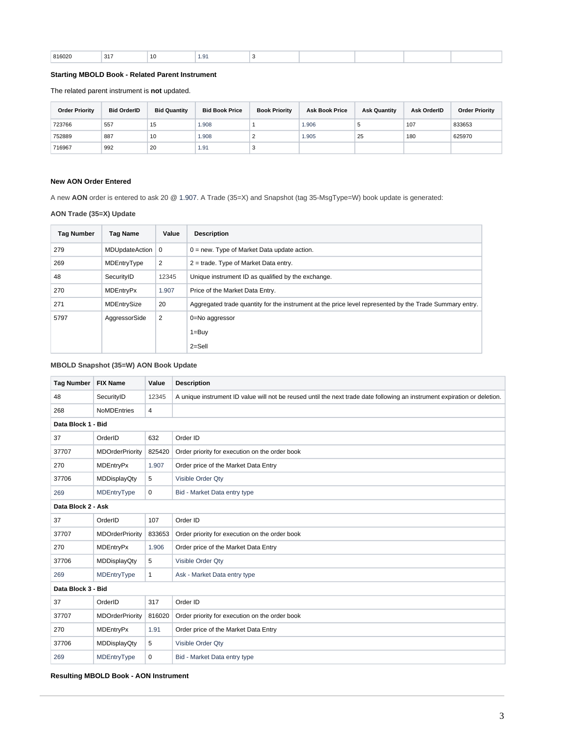| 816020 | 317 | 10 | 1.91 | 3 | | | | |
|---|---|---|---|---|---|---|---|---|

**Starting MBOLD Book - Related Parent Instrument**

The related parent instrument is **not** updated.

| Order Priority | Bid OrderID | Bid Quantity | Bid Book Price | Book Priority | Ask Book Price | Ask Quantity | Ask OrderID | Order Priority |
|---|---|---|---|---|---|---|---|---|
| 723766 | 557 | 15 | 1.908 | 1 | 1.906 | 5 | 107 | 833653 |
| 752889 | 887 | 10 | 1.908 | 2 | 1.905 | 25 | 180 | 625970 |
| 716967 | 992 | 20 | 1.91 | 3 | | | | |

**New AON Order Entered**

A new **AON** order is entered to ask 20 @ 1.907. A Trade (35=X) and Snapshot (tag 35-MsgType=W) book update is generated:

**AON Trade (35=X) Update**

| Tag Number | Tag Name | Value | Description |
|---|---|---|---|
| 279 | MDUpdateAction | 0 | 0 = new. Type of Market Data update action. |
| 269 | MDEntryType | 2 | 2 = trade. Type of Market Data entry. |
| 48 | SecurityID | 12345 | Unique instrument ID as qualified by the exchange. |
| 270 | MDEntryPx | 1.907 | Price of the Market Data Entry. |
| 271 | MDEntrySize | 20 | Aggregated trade quantity for the instrument at the price level represented by the Trade Summary entry. |
| 5797 | AggressorSide | 2 | 0=No aggressor<br>1=Buy<br>2=Sell |

**MBOLD Snapshot (35=W) AON Book Update**

| Tag Number | FIX Name | Value | Description |
|---|---|---|---|
| 48 | SecurityID | 12345 | A unique instrument ID value will not be reused until the next trade date following an instrument expiration or deletion. |
| 268 | NoMDEntries | 4 | |
| **Data Block 1 - Bid** | | | |
| 37 | OrderID | 632 | Order ID |
| 37707 | MDOrderPriority | 825420 | Order priority for execution on the order book |
| 270 | MDEntryPx | 1.907 | Order price of the Market Data Entry |
| 37706 | MDDisplayQty | 5 | Visible Order Qty |
| 269 | MDEntryType | 0 | Bid - Market Data entry type |
| **Data Block 2 - Ask** | | | |
| 37 | OrderID | 107 | Order ID |
| 37707 | MDOrderPriority | 833653 | Order priority for execution on the order book |
| 270 | MDEntryPx | 1.906 | Order price of the Market Data Entry |
| 37706 | MDDisplayQty | 5 | Visible Order Qty |
| 269 | MDEntryType | 1 | Ask - Market Data entry type |
| **Data Block 3 - Bid** | | | |
| 37 | OrderID | 317 | Order ID |
| 37707 | MDOrderPriority | 816020 | Order priority for execution on the order book |
| 270 | MDEntryPx | 1.91 | Order price of the Market Data Entry |
| 37706 | MDDisplayQty | 5 | Visible Order Qty |
| 269 | MDEntryType | 0 | Bid - Market Data entry type |

**Resulting MBOLD Book - AON Instrument**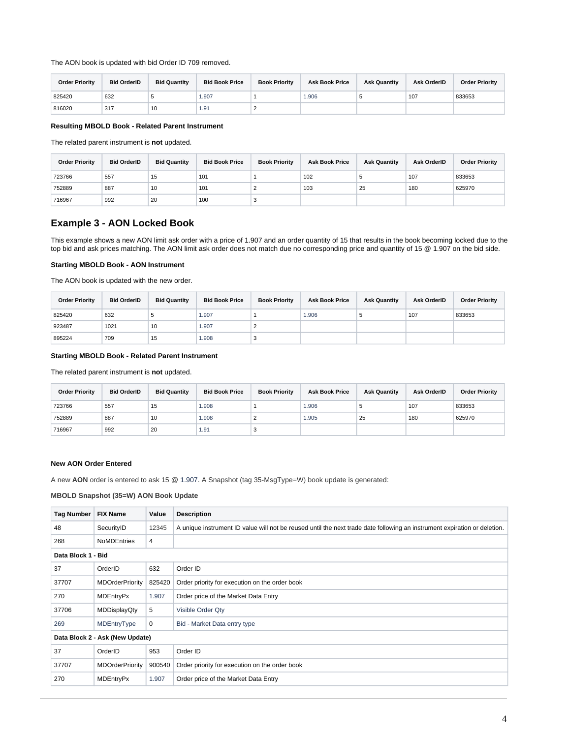The AON book is updated with bid Order ID 709 removed.

| Order Priority | Bid OrderID | Bid Quantity | Bid Book Price | Book Priority | Ask Book Price | Ask Quantity | Ask OrderID | Order Priority |
|---|---|---|---|---|---|---|---|---|
| 825420 | 632 | 5 | 1.907 | 1 | 1.906 | 5 | 107 | 833653 |
| 816020 | 317 | 10 | 1.91 | 2 | | | | |

**Resulting MBOLD Book - Related Parent Instrument**

The related parent instrument is **not** updated.

| Order Priority | Bid OrderID | Bid Quantity | Bid Book Price | Book Priority | Ask Book Price | Ask Quantity | Ask OrderID | Order Priority |
|---|---|---|---|---|---|---|---|---|
| 723766 | 557 | 15 | 101 | 1 | 102 | 5 | 107 | 833653 |
| 752889 | 887 | 10 | 101 | 2 | 103 | 25 | 180 | 625970 |
| 716967 | 992 | 20 | 100 | 3 | | | | |

## Example 3 - AON Locked Book

This example shows a new AON limit ask order with a price of 1.907 and an order quantity of 15 that results in the book becoming locked due to the top bid and ask prices matching. The AON limit ask order does not match due no corresponding price and quantity of 15 @ 1.907 on the bid side.

**Starting MBOLD Book - AON Instrument**

The AON book is updated with the new order.

| Order Priority | Bid OrderID | Bid Quantity | Bid Book Price | Book Priority | Ask Book Price | Ask Quantity | Ask OrderID | Order Priority |
|---|---|---|---|---|---|---|---|---|
| 825420 | 632 | 5 | 1.907 | 1 | 1.906 | 5 | 107 | 833653 |
| 923487 | 1021 | 10 | 1.907 | 2 | | | | |
| 895224 | 709 | 15 | 1.908 | 3 | | | | |

**Starting MBOLD Book - Related Parent Instrument**

The related parent instrument is **not** updated.

| Order Priority | Bid OrderID | Bid Quantity | Bid Book Price | Book Priority | Ask Book Price | Ask Quantity | Ask OrderID | Order Priority |
|---|---|---|---|---|---|---|---|---|
| 723766 | 557 | 15 | 1.908 | 1 | 1.906 | 5 | 107 | 833653 |
| 752889 | 887 | 10 | 1.908 | 2 | 1.905 | 25 | 180 | 625970 |
| 716967 | 992 | 20 | 1.91 | 3 | | | | |

**New AON Order Entered**

A new **AON** order is entered to ask 15 @ 1.907. A Snapshot (tag 35-MsgType=W) book update is generated:

**MBOLD Snapshot (35=W) AON Book Update**

| Tag Number | FIX Name | Value | Description |
|---|---|---|---|
| 48 | SecurityID | 12345 | A unique instrument ID value will not be reused until the next trade date following an instrument expiration or deletion. |
| 268 | NoMDEntries | 4 | |
| **Data Block 1 - Bid** | | | |
| 37 | OrderID | 632 | Order ID |
| 37707 | MDOrderPriority | 825420 | Order priority for execution on the order book |
| 270 | MDEntryPx | 1.907 | Order price of the Market Data Entry |
| 37706 | MDDisplayQty | 5 | Visible Order Qty |
| 269 | MDEntryType | 0 | Bid - Market Data entry type |
| **Data Block 2 - Ask (New Update)** | | | |
| 37 | OrderID | 953 | Order ID |
| 37707 | MDOrderPriority | 900540 | Order priority for execution on the order book |
| 270 | MDEntryPx | 1.907 | Order price of the Market Data Entry |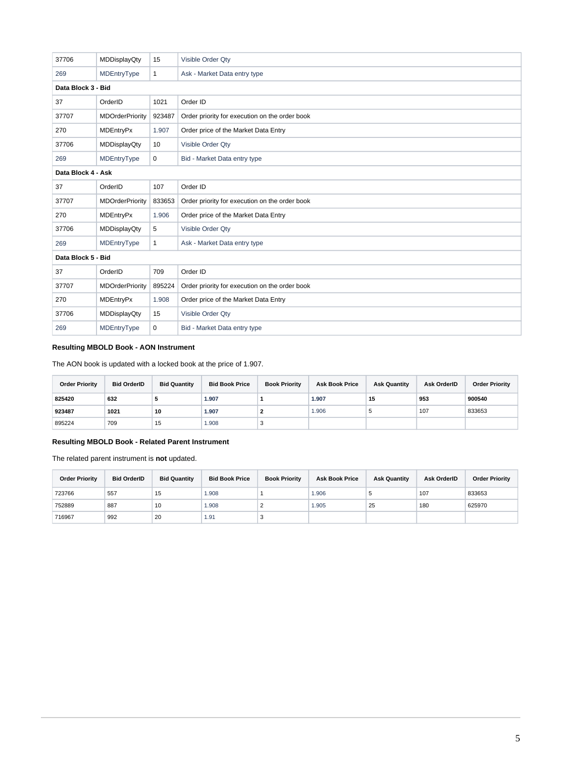| | | | |
|---|---|---|---|
| 37706 | MDDisplayQty | 15 | Visible Order Qty |
| 269 | MDEntryType | 1 | Ask - Market Data entry type |
| **Data Block 3 - Bid** | | | |
| 37 | OrderID | 1021 | Order ID |
| 37707 | MDOrderPriority | 923487 | Order priority for execution on the order book |
| 270 | MDEntryPx | 1.907 | Order price of the Market Data Entry |
| 37706 | MDDisplayQty | 10 | Visible Order Qty |
| 269 | MDEntryType | 0 | Bid - Market Data entry type |
| **Data Block 4 - Ask** | | | |
| 37 | OrderID | 107 | Order ID |
| 37707 | MDOrderPriority | 833653 | Order priority for execution on the order book |
| 270 | MDEntryPx | 1.906 | Order price of the Market Data Entry |
| 37706 | MDDisplayQty | 5 | Visible Order Qty |
| 269 | MDEntryType | 1 | Ask - Market Data entry type |
| **Data Block 5 - Bid** | | | |
| 37 | OrderID | 709 | Order ID |
| 37707 | MDOrderPriority | 895224 | Order priority for execution on the order book |
| 270 | MDEntryPx | 1.908 | Order price of the Market Data Entry |
| 37706 | MDDisplayQty | 15 | Visible Order Qty |
| 269 | MDEntryType | 0 | Bid - Market Data entry type |

**Resulting MBOLD Book - AON Instrument**

The AON book is updated with a locked book at the price of 1.907.

| Order Priority | Bid OrderID | Bid Quantity | Bid Book Price | Book Priority | Ask Book Price | Ask Quantity | Ask OrderID | Order Priority |
|---|---|---|---|---|---|---|---|---|
| **825420** | **632** | **5** | **1.907** | **1** | **1.907** | **15** | **953** | **900540** |
| **923487** | **1021** | **10** | **1.907** | **2** | 1.906 | 5 | 107 | 833653 |
| 895224 | 709 | 15 | 1.908 | 3 | | | | |

**Resulting MBOLD Book - Related Parent Instrument**

The related parent instrument is **not** updated.

| Order Priority | Bid OrderID | Bid Quantity | Bid Book Price | Book Priority | Ask Book Price | Ask Quantity | Ask OrderID | Order Priority |
|---|---|---|---|---|---|---|---|---|
| 723766 | 557 | 15 | 1.908 | 1 | 1.906 | 5 | 107 | 833653 |
| 752889 | 887 | 10 | 1.908 | 2 | 1.905 | 25 | 180 | 625970 |
| 716967 | 992 | 20 | 1.91 | 3 | | | | |